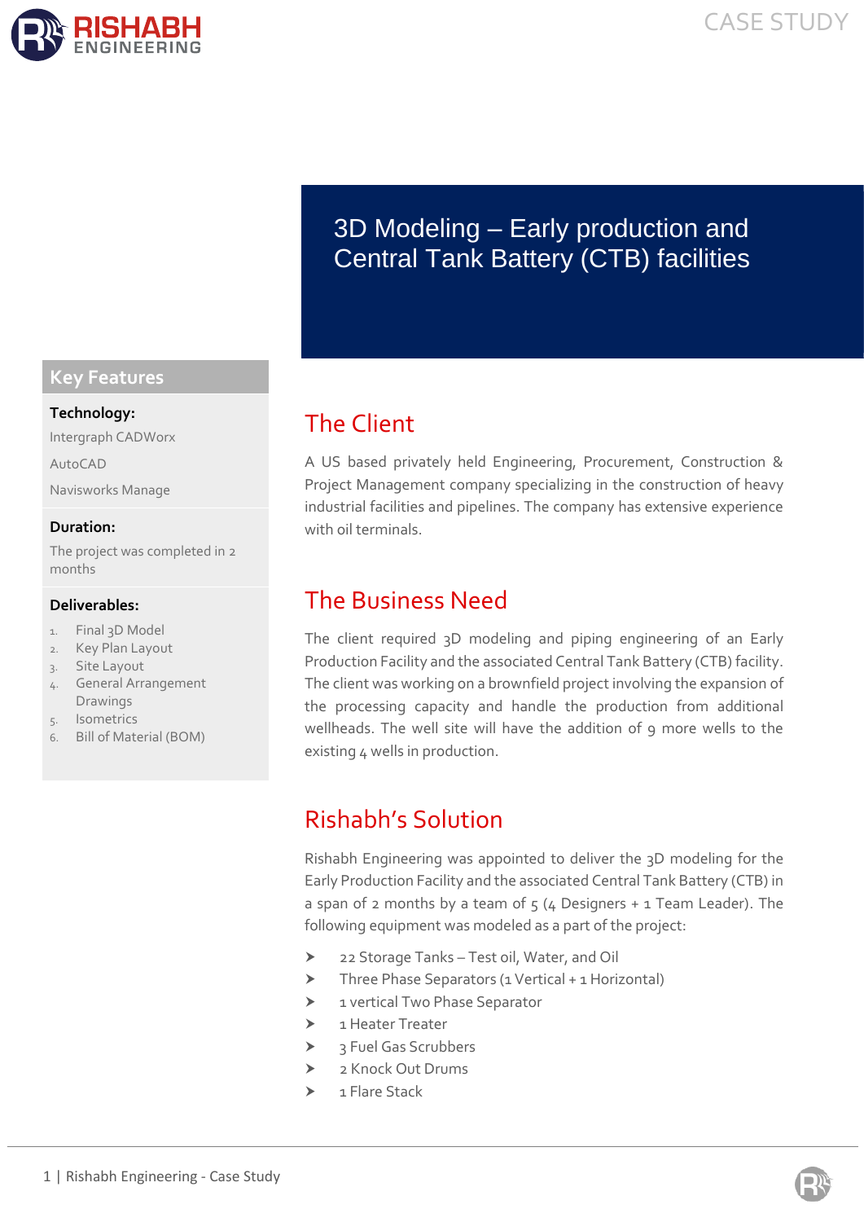# 3D Modeling – Early production and Central Tank Battery (CTB) facilities

## Key Features

**Technology:**

Intergraph CADWorx

AutoCAD

Navisworks Manage

**Duration:**

The project was completed in 2 months

**Deliverables:**

1. Final 3D Model
2. Key Plan Layout
3. Site Layout
4. General Arrangement Drawings
5. Isometrics
6. Bill of Material (BOM)

## The Client

A US based privately held Engineering, Procurement, Construction & Project Management company specializing in the construction of heavy industrial facilities and pipelines. The company has extensive experience with oil terminals.

## The Business Need

The client required 3D modeling and piping engineering of an Early Production Facility and the associated Central Tank Battery (CTB) facility. The client was working on a brownfield project involving the expansion of the processing capacity and handle the production from additional wellheads. The well site will have the addition of 9 more wells to the existing 4 wells in production.

## Rishabh's Solution

Rishabh Engineering was appointed to deliver the 3D modeling for the Early Production Facility and the associated Central Tank Battery (CTB) in a span of 2 months by a team of 5 (4 Designers + 1 Team Leader). The following equipment was modeled as a part of the project:

- 22 Storage Tanks – Test oil, Water, and Oil
- Three Phase Separators (1 Vertical + 1 Horizontal)
- 1 vertical Two Phase Separator
- 1 Heater Treater
- 3 Fuel Gas Scrubbers
- 2 Knock Out Drums
- 1 Flare Stack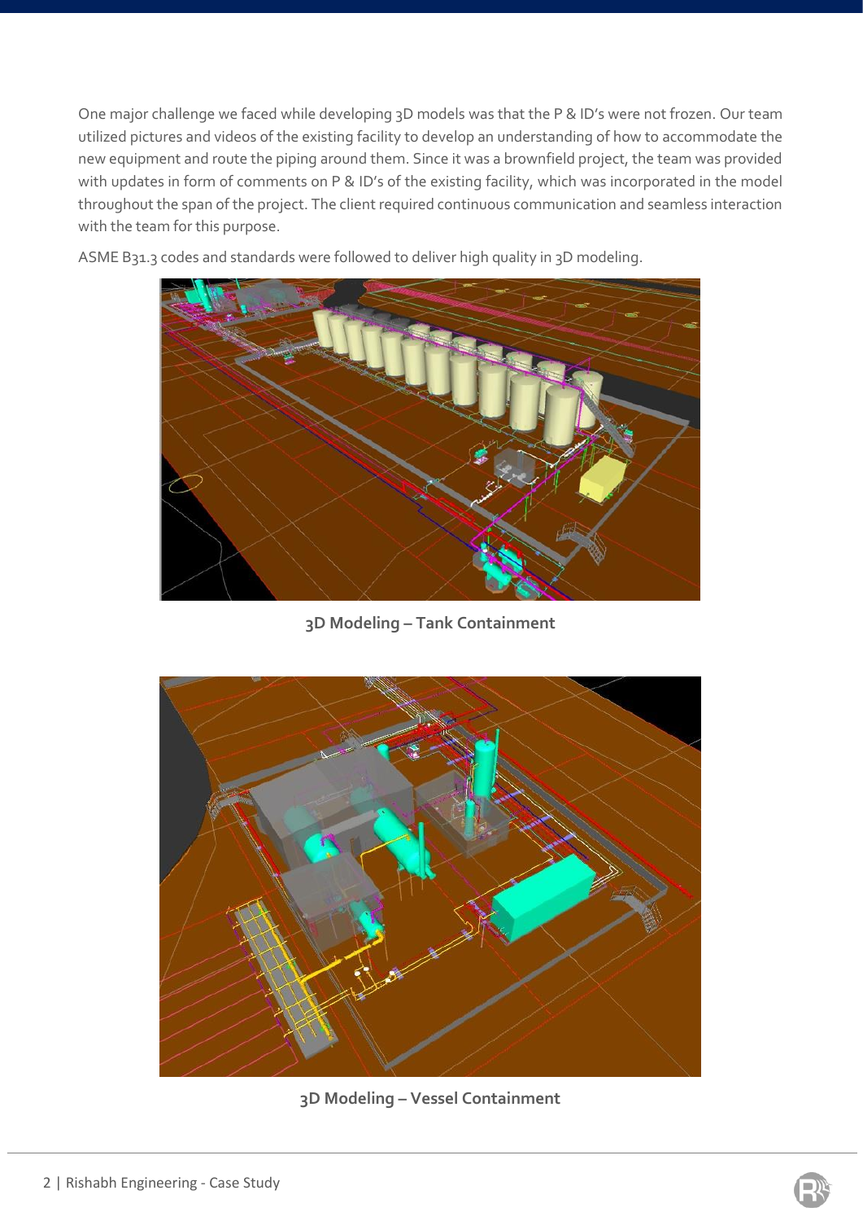One major challenge we faced while developing 3D models was that the P & ID's were not frozen. Our team utilized pictures and videos of the existing facility to develop an understanding of how to accommodate the new equipment and route the piping around them. Since it was a brownfield project, the team was provided with updates in form of comments on P & ID's of the existing facility, which was incorporated in the model throughout the span of the project. The client required continuous communication and seamless interaction with the team for this purpose.

ASME B31.3 codes and standards were followed to deliver high quality in 3D modeling.

**3D Modeling – Tank Containment**

**3D Modeling – Vessel Containment**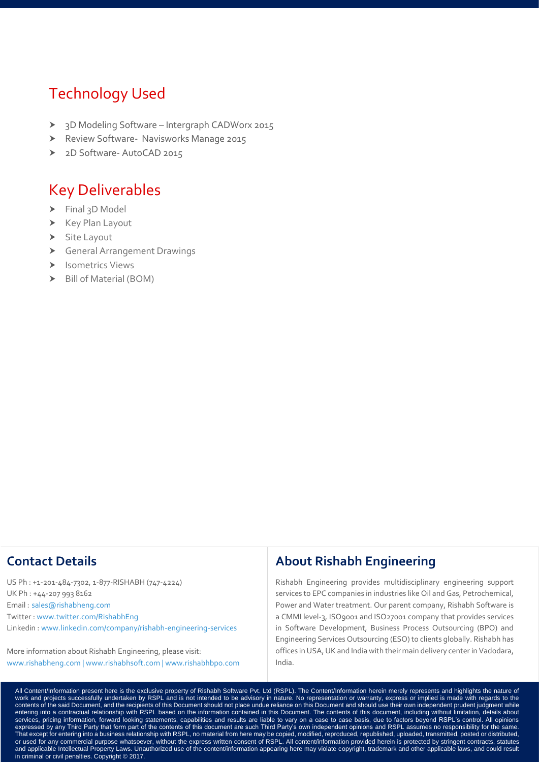## Technology Used

- 3D Modeling Software – Intergraph CADWorx 2015
- Review Software- Navisworks Manage 2015
- 2D Software- AutoCAD 2015

## Key Deliverables

- Final 3D Model
- Key Plan Layout
- Site Layout
- General Arrangement Drawings
- Isometrics Views
- Bill of Material (BOM)

## Contact Details

US Ph : +1-201-484-7302, 1-877-RISHABH (747-4224)
UK Ph : +44-207 993 8162
Email : sales@rishabheng.com
Twitter : www.twitter.com/RishabhEng
Linkedin : www.linkedin.com/company/rishabh-engineering-services

More information about Rishabh Engineering, please visit:
www.rishabheng.com | www.rishabhsoft.com | www.rishabhbpo.com

## About Rishabh Engineering

Rishabh Engineering provides multidisciplinary engineering support services to EPC companies in industries like Oil and Gas, Petrochemical, Power and Water treatment. Our parent company, Rishabh Software is a CMMI level-3, ISO9001 and ISO27001 company that provides services in Software Development, Business Process Outsourcing (BPO) and Engineering Services Outsourcing (ESO) to clients globally. Rishabh has offices in USA, UK and India with their main delivery center in Vadodara, India.

All Content/Information present here is the exclusive property of Rishabh Software Pvt. Ltd (RSPL). The Content/Information herein merely represents and highlights the nature of work and projects successfully undertaken by RSPL and is not intended to be advisory in nature. No representation or warranty, express or implied is made with regards to the contents of the said Document, and the recipients of this Document should not place undue reliance on this Document and should use their own independent prudent judgment while entering into a contractual relationship with RSPL based on the information contained in this Document. The contents of this document, including without limitation, details about services, pricing information, forward looking statements, capabilities and results are liable to vary on a case to case basis, due to factors beyond RSPL's control. All opinions expressed by any Third Party that form part of the contents of this document are such Third Party's own independent opinions and RSPL assumes no responsibility for the same. That except for entering into a business relationship with RSPL, no material from here may be copied, modified, reproduced, republished, uploaded, transmitted, posted or distributed, or used for any commercial purpose whatsoever, without the express written consent of RSPL. All content/information provided herein is protected by stringent contracts, statutes and applicable Intellectual Property Laws. Unauthorized use of the content/information appearing here may violate copyright, trademark and other applicable laws, and could result in criminal or civil penalties. Copyright © 2017.